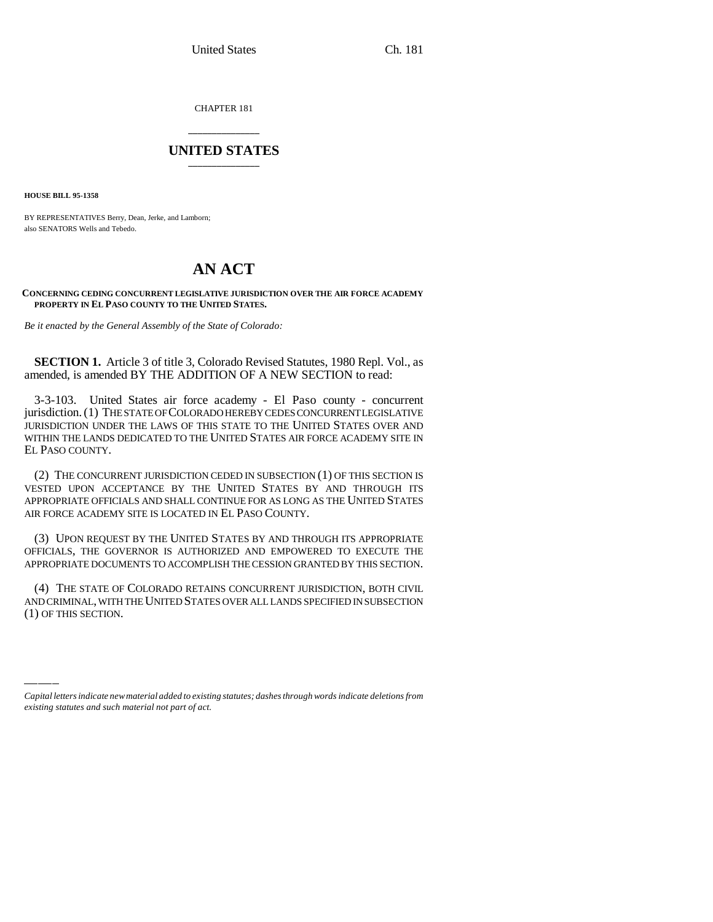CHAPTER 181

# UNITED STATES

**HOUSE BILL 95-1358**

BY REPRESENTATIVES Berry, Dean, Jerke, and Lamborn;
also SENATORS Wells and Tebedo.

# AN ACT

**CONCERNING CEDING CONCURRENT LEGISLATIVE JURISDICTION OVER THE AIR FORCE ACADEMY PROPERTY IN EL PASO COUNTY TO THE UNITED STATES.**

*Be it enacted by the General Assembly of the State of Colorado:*

**SECTION 1.** Article 3 of title 3, Colorado Revised Statutes, 1980 Repl. Vol., as amended, is amended BY THE ADDITION OF A NEW SECTION to read:

3-3-103. United States air force academy - El Paso county - concurrent jurisdiction. (1) THE STATE OF COLORADO HEREBY CEDES CONCURRENT LEGISLATIVE JURISDICTION UNDER THE LAWS OF THIS STATE TO THE UNITED STATES OVER AND WITHIN THE LANDS DEDICATED TO THE UNITED STATES AIR FORCE ACADEMY SITE IN EL PASO COUNTY.

(2) THE CONCURRENT JURISDICTION CEDED IN SUBSECTION (1) OF THIS SECTION IS VESTED UPON ACCEPTANCE BY THE UNITED STATES BY AND THROUGH ITS APPROPRIATE OFFICIALS AND SHALL CONTINUE FOR AS LONG AS THE UNITED STATES AIR FORCE ACADEMY SITE IS LOCATED IN EL PASO COUNTY.

(3) UPON REQUEST BY THE UNITED STATES BY AND THROUGH ITS APPROPRIATE OFFICIALS, THE GOVERNOR IS AUTHORIZED AND EMPOWERED TO EXECUTE THE APPROPRIATE DOCUMENTS TO ACCOMPLISH THE CESSION GRANTED BY THIS SECTION.

(4) THE STATE OF COLORADO RETAINS CONCURRENT JURISDICTION, BOTH CIVIL AND CRIMINAL, WITH THE UNITED STATES OVER ALL LANDS SPECIFIED IN SUBSECTION (1) OF THIS SECTION.

*Capital letters indicate new material added to existing statutes; dashes through words indicate deletions from existing statutes and such material not part of act.*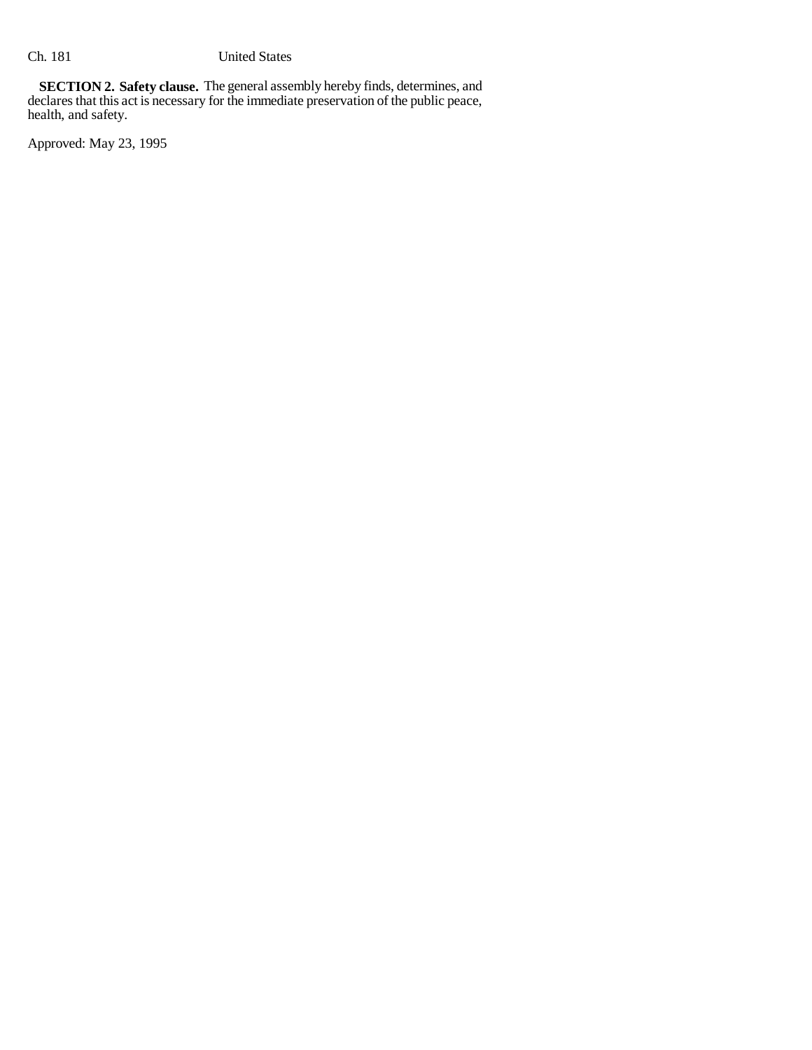**SECTION 2. Safety clause.** The general assembly hereby finds, determines, and declares that this act is necessary for the immediate preservation of the public peace, health, and safety.

Approved: May 23, 1995